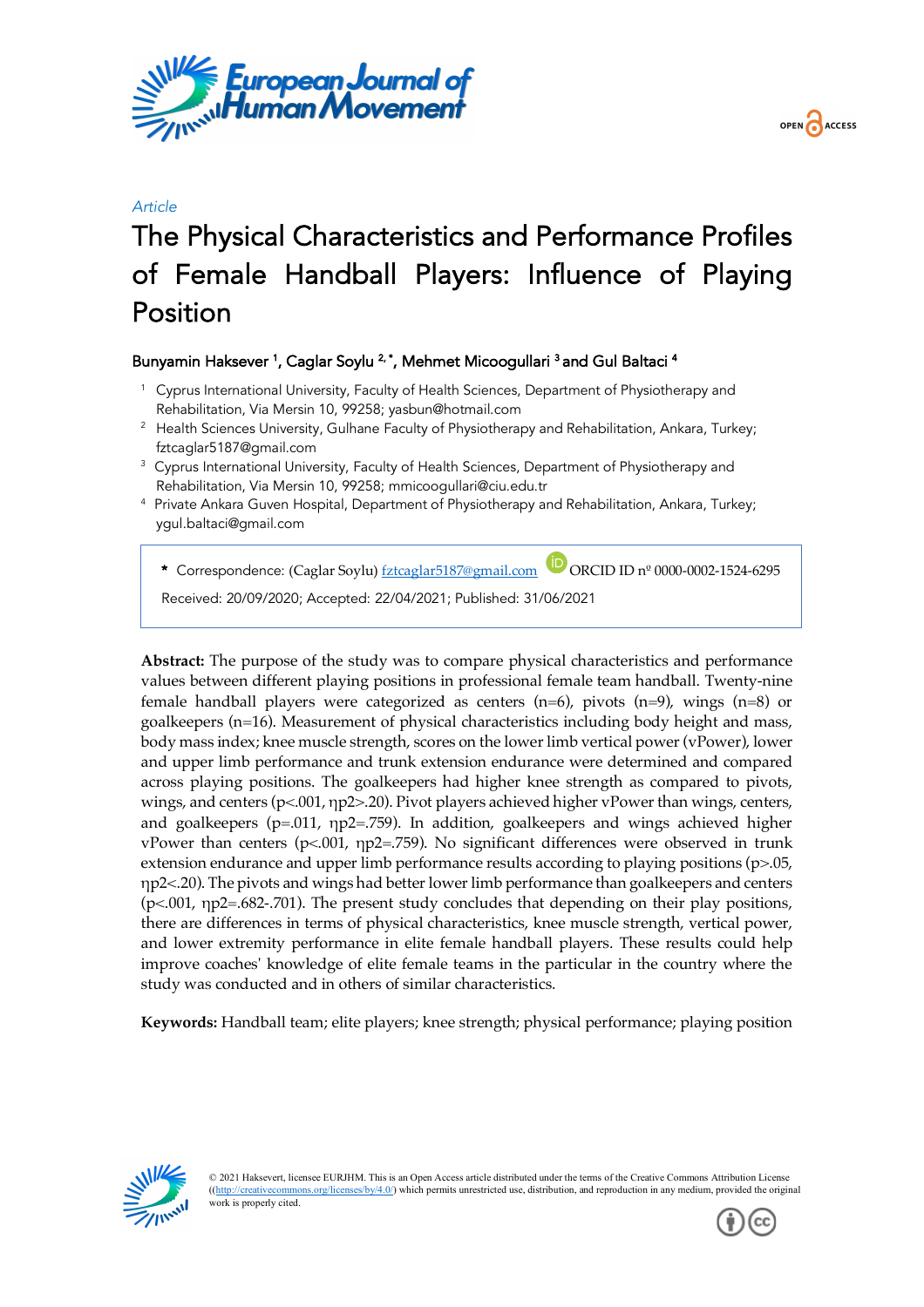*Article*

# The Physical Characteristics and Performance Profiles of Female Handball Players: Influence of Playing Position

Bunyamin Haksever [1], Caglar Soylu [2,*], Mehmet Micoogullari [3] and Gul Baltaci [4]

[1] Cyprus International University, Faculty of Health Sciences, Department of Physiotherapy and Rehabilitation, Via Mersin 10, 99258; yasbun@hotmail.com

[2] Health Sciences University, Gulhane Faculty of Physiotherapy and Rehabilitation, Ankara, Turkey; fztcaglar5187@gmail.com

[3] Cyprus International University, Faculty of Health Sciences, Department of Physiotherapy and Rehabilitation, Via Mersin 10, 99258; mmicoogullari@ciu.edu.tr

[4] Private Ankara Guven Hospital, Department of Physiotherapy and Rehabilitation, Ankara, Turkey; ygul.baltaci@gmail.com

\* Correspondence: (Caglar Soylu) fztcaglar5187@gmail.com ORCID ID nº 0000-0002-1524-6295

Received: 20/09/2020; Accepted: 22/04/2021; Published: 31/06/2021

**Abstract:** The purpose of the study was to compare physical characteristics and performance values between different playing positions in professional female team handball. Twenty-nine female handball players were categorized as centers (n=6), pivots (n=9), wings (n=8) or goalkeepers (n=16). Measurement of physical characteristics including body height and mass, body mass index; knee muscle strength, scores on the lower limb vertical power (vPower), lower and upper limb performance and trunk extension endurance were determined and compared across playing positions. The goalkeepers had higher knee strength as compared to pivots, wings, and centers ($p<.001$, $\eta p^2>.20$). Pivot players achieved higher vPower than wings, centers, and goalkeepers ($p=.011$, $\eta p^2=.759$). In addition, goalkeepers and wings achieved higher vPower than centers ($p<.001$, $\eta p^2=.759$). No significant differences were observed in trunk extension endurance and upper limb performance results according to playing positions ($p>.05$, $\eta p^2<.20$). The pivots and wings had better lower limb performance than goalkeepers and centers ($p<.001$, $\eta p^2=.682$-$.701$). The present study concludes that depending on their play positions, there are differences in terms of physical characteristics, knee muscle strength, vertical power, and lower extremity performance in elite female handball players. These results could help improve coaches' knowledge of elite female teams in the particular in the country where the study was conducted and in others of similar characteristics.

**Keywords:** Handball team; elite players; knee strength; physical performance; playing position

© 2021 Haksevert, licensee EURJHM. This is an Open Access article distributed under the terms of the Creative Commons Attribution License ((http://creativecommons.org/licenses/by/4.0/) which permits unrestricted use, distribution, and reproduction in any medium, provided the original work is properly cited.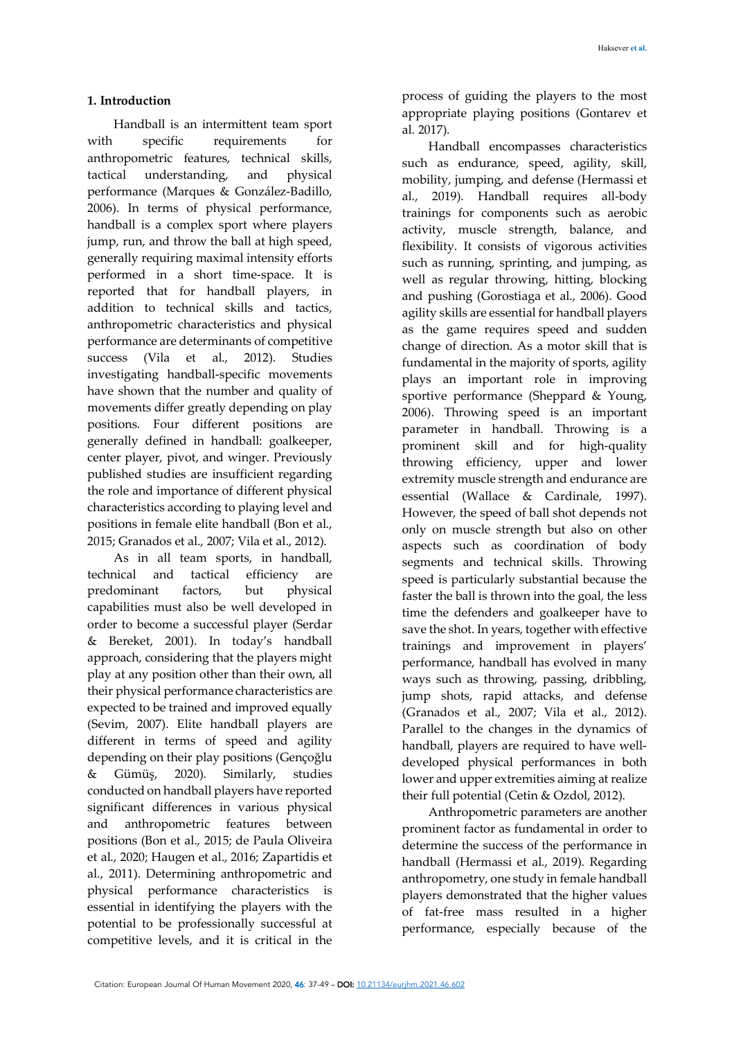## 1. Introduction

Handball is an intermittent team sport with specific requirements for anthropometric features, technical skills, tactical understanding, and physical performance (Marques & González-Badillo, 2006). In terms of physical performance, handball is a complex sport where players jump, run, and throw the ball at high speed, generally requiring maximal intensity efforts performed in a short time-space. It is reported that for handball players, in addition to technical skills and tactics, anthropometric characteristics and physical performance are determinants of competitive success (Vila et al., 2012). Studies investigating handball-specific movements have shown that the number and quality of movements differ greatly depending on play positions. Four different positions are generally defined in handball: goalkeeper, center player, pivot, and winger. Previously published studies are insufficient regarding the role and importance of different physical characteristics according to playing level and positions in female elite handball (Bon et al., 2015; Granados et al., 2007; Vila et al., 2012).

As in all team sports, in handball, technical and tactical efficiency are predominant factors, but physical capabilities must also be well developed in order to become a successful player (Serdar & Bereket, 2001). In today's handball approach, considering that the players might play at any position other than their own, all their physical performance characteristics are expected to be trained and improved equally (Sevim, 2007). Elite handball players are different in terms of speed and agility depending on their play positions (Gençoğlu & Gümüş, 2020). Similarly, studies conducted on handball players have reported significant differences in various physical and anthropometric features between positions (Bon et al., 2015; de Paula Oliveira et al., 2020; Haugen et al., 2016; Zapartidis et al., 2011). Determining anthropometric and physical performance characteristics is essential in identifying the players with the potential to be professionally successful at competitive levels, and it is critical in the process of guiding the players to the most appropriate playing positions (Gontarev et al. 2017).

Handball encompasses characteristics such as endurance, speed, agility, skill, mobility, jumping, and defense (Hermassi et al., 2019). Handball requires all-body trainings for components such as aerobic activity, muscle strength, balance, and flexibility. It consists of vigorous activities such as running, sprinting, and jumping, as well as regular throwing, hitting, blocking and pushing (Gorostiaga et al., 2006). Good agility skills are essential for handball players as the game requires speed and sudden change of direction. As a motor skill that is fundamental in the majority of sports, agility plays an important role in improving sportive performance (Sheppard & Young, 2006). Throwing speed is an important parameter in handball. Throwing is a prominent skill and for high-quality throwing efficiency, upper and lower extremity muscle strength and endurance are essential (Wallace & Cardinale, 1997). However, the speed of ball shot depends not only on muscle strength but also on other aspects such as coordination of body segments and technical skills. Throwing speed is particularly substantial because the faster the ball is thrown into the goal, the less time the defenders and goalkeeper have to save the shot. In years, together with effective trainings and improvement in players' performance, handball has evolved in many ways such as throwing, passing, dribbling, jump shots, rapid attacks, and defense (Granados et al., 2007; Vila et al., 2012). Parallel to the changes in the dynamics of handball, players are required to have well-developed physical performances in both lower and upper extremities aiming at realize their full potential (Cetin & Ozdol, 2012).

Anthropometric parameters are another prominent factor as fundamental in order to determine the success of the performance in handball (Hermassi et al., 2019). Regarding anthropometry, one study in female handball players demonstrated that the higher values of fat-free mass resulted in a higher performance, especially because of the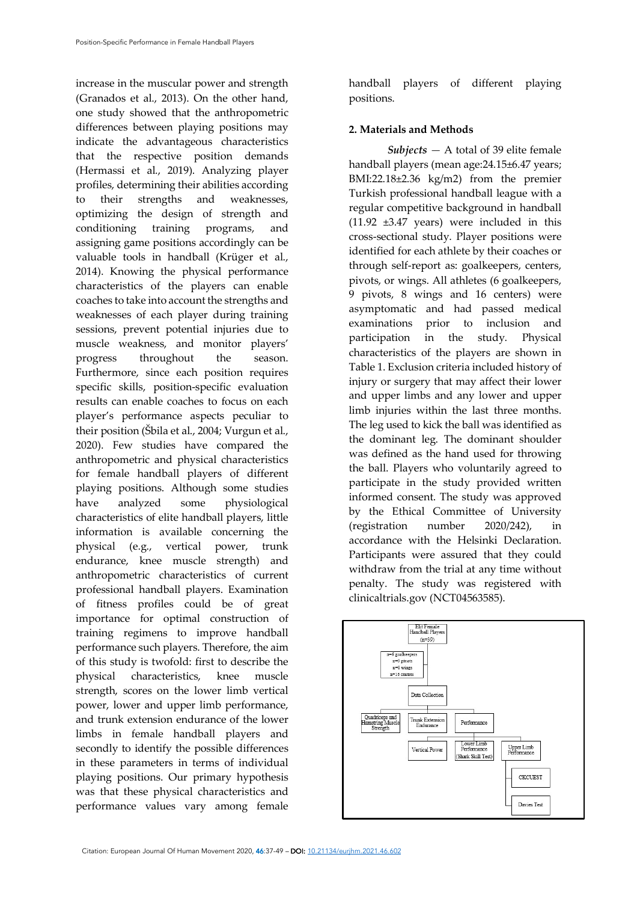increase in the muscular power and strength (Granados et al., 2013). On the other hand, one study showed that the anthropometric differences between playing positions may indicate the advantageous characteristics that the respective position demands (Hermassi et al., 2019). Analyzing player profiles, determining their abilities according to their strengths and weaknesses, optimizing the design of strength and conditioning training programs, and assigning game positions accordingly can be valuable tools in handball (Krüger et al., 2014). Knowing the physical performance characteristics of the players can enable coaches to take into account the strengths and weaknesses of each player during training sessions, prevent potential injuries due to muscle weakness, and monitor players' progress throughout the season. Furthermore, since each position requires specific skills, position-specific evaluation results can enable coaches to focus on each player's performance aspects peculiar to their position (Šbila et al., 2004; Vurgun et al., 2020). Few studies have compared the anthropometric and physical characteristics for female handball players of different playing positions. Although some studies have analyzed some physiological characteristics of elite handball players, little information is available concerning the physical (e.g., vertical power, trunk endurance, knee muscle strength) and anthropometric characteristics of current professional handball players. Examination of fitness profiles could be of great importance for optimal construction of training regimens to improve handball performance such players. Therefore, the aim of this study is twofold: first to describe the physical characteristics, knee muscle strength, scores on the lower limb vertical power, lower and upper limb performance, and trunk extension endurance of the lower limbs in female handball players and secondly to identify the possible differences in these parameters in terms of individual playing positions. Our primary hypothesis was that these physical characteristics and performance values vary among female handball players of different playing positions.

## 2. Materials and Methods

***Subjects*** — A total of 39 elite female handball players (mean age:24.15±6.47 years; BMI:22.18±2.36 kg/m2) from the premier Turkish professional handball league with a regular competitive background in handball (11.92 ±3.47 years) were included in this cross-sectional study. Player positions were identified for each athlete by their coaches or through self-report as: goalkeepers, centers, pivots, or wings. All athletes (6 goalkeepers, 9 pivots, 8 wings and 16 centers) were asymptomatic and had passed medical examinations prior to inclusion and participation in the study. Physical characteristics of the players are shown in Table 1. Exclusion criteria included history of injury or surgery that may affect their lower and upper limbs and any lower and upper limb injuries within the last three months. The leg used to kick the ball was identified as the dominant leg. The dominant shoulder was defined as the hand used for throwing the ball. Players who voluntarily agreed to participate in the study provided written informed consent. The study was approved by the Ethical Committee of University (registration number 2020/242), in accordance with the Helsinki Declaration. Participants were assured that they could withdraw from the trial at any time without penalty. The study was registered with clinicaltrials.gov (NCT04563585).

Elit Female Handball Players (n=39)

n=6 goalkeepers
n=9 pivots
n=8 wings
n=16 centres

Data Collection

Quadriceps and Hamstring Muscle Strength | Trunk Extension Endurance | Performance

Vertical Power | Lower Limb Performance (Shark Skill Test) | Upper Limb Performance

CKCUEST

Davies Test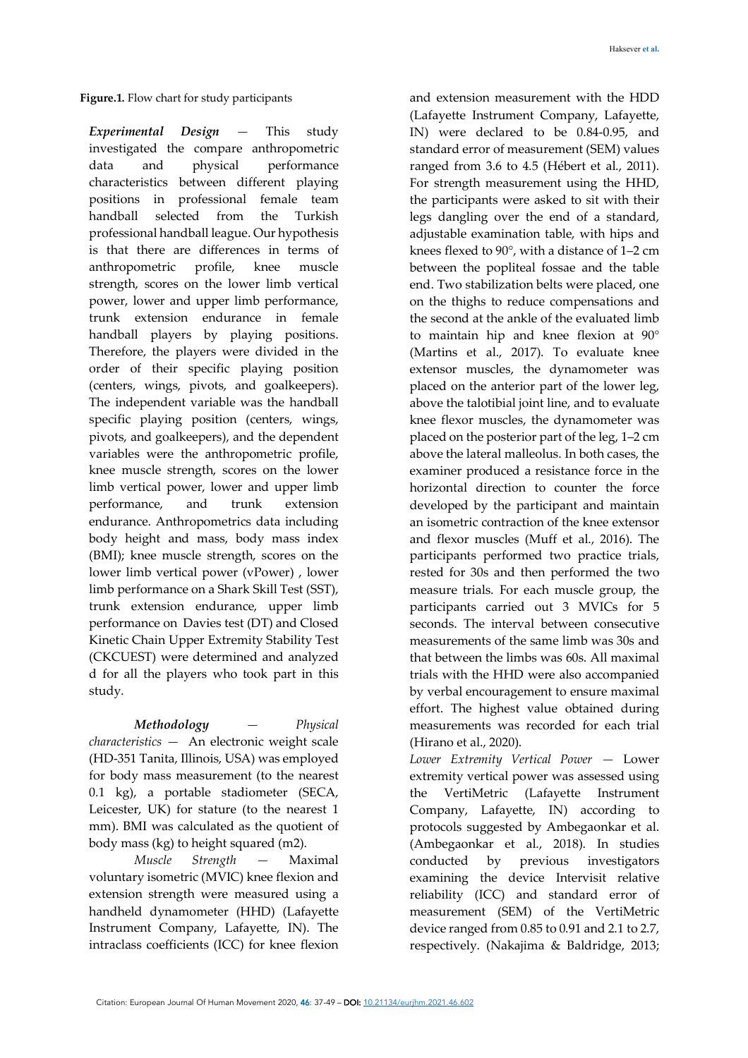**Figure.1.** Flow chart for study participants

***Experimental Design*** — This study investigated the compare anthropometric data and physical performance characteristics between different playing positions in professional female team handball selected from the Turkish professional handball league. Our hypothesis is that there are differences in terms of anthropometric profile, knee muscle strength, scores on the lower limb vertical power, lower and upper limb performance, trunk extension endurance in female handball players by playing positions. Therefore, the players were divided in the order of their specific playing position (centers, wings, pivots, and goalkeepers). The independent variable was the handball specific playing position (centers, wings, pivots, and goalkeepers), and the dependent variables were the anthropometric profile, knee muscle strength, scores on the lower limb vertical power, lower and upper limb performance, and trunk extension endurance. Anthropometrics data including body height and mass, body mass index (BMI); knee muscle strength, scores on the lower limb vertical power (vPower) , lower limb performance on a Shark Skill Test (SST), trunk extension endurance, upper limb performance on Davies test (DT) and Closed Kinetic Chain Upper Extremity Stability Test (CKCUEST) were determined and analyzed d for all the players who took part in this study.

***Methodology*** — *Physical characteristics* — An electronic weight scale (HD-351 Tanita, Illinois, USA) was employed for body mass measurement (to the nearest 0.1 kg), a portable stadiometer (SECA, Leicester, UK) for stature (to the nearest 1 mm). BMI was calculated as the quotient of body mass (kg) to height squared (m2).

*Muscle Strength* — Maximal voluntary isometric (MVIC) knee flexion and extension strength were measured using a handheld dynamometer (HHD) (Lafayette Instrument Company, Lafayette, IN). The intraclass coefficients (ICC) for knee flexion and extension measurement with the HDD (Lafayette Instrument Company, Lafayette, IN) were declared to be 0.84-0.95, and standard error of measurement (SEM) values ranged from 3.6 to 4.5 (Hébert et al., 2011). For strength measurement using the HHD, the participants were asked to sit with their legs dangling over the end of a standard, adjustable examination table, with hips and knees flexed to 90°, with a distance of 1–2 cm between the popliteal fossae and the table end. Two stabilization belts were placed, one on the thighs to reduce compensations and the second at the ankle of the evaluated limb to maintain hip and knee flexion at 90° (Martins et al., 2017). To evaluate knee extensor muscles, the dynamometer was placed on the anterior part of the lower leg, above the talotibial joint line, and to evaluate knee flexor muscles, the dynamometer was placed on the posterior part of the leg, 1–2 cm above the lateral malleolus. In both cases, the examiner produced a resistance force in the horizontal direction to counter the force developed by the participant and maintain an isometric contraction of the knee extensor and flexor muscles (Muff et al., 2016). The participants performed two practice trials, rested for 30s and then performed the two measure trials. For each muscle group, the participants carried out 3 MVICs for 5 seconds. The interval between consecutive measurements of the same limb was 30s and that between the limbs was 60s. All maximal trials with the HHD were also accompanied by verbal encouragement to ensure maximal effort. The highest value obtained during measurements was recorded for each trial (Hirano et al., 2020).

*Lower Extremity Vertical Power* — Lower extremity vertical power was assessed using the VertiMetric (Lafayette Instrument Company, Lafayette, IN) according to protocols suggested by Ambegaonkar et al. (Ambegaonkar et al., 2018). In studies conducted by previous investigators examining the device Intervisit relative reliability (ICC) and standard error of measurement (SEM) of the VertiMetric device ranged from 0.85 to 0.91 and 2.1 to 2.7, respectively. (Nakajima & Baldridge, 2013;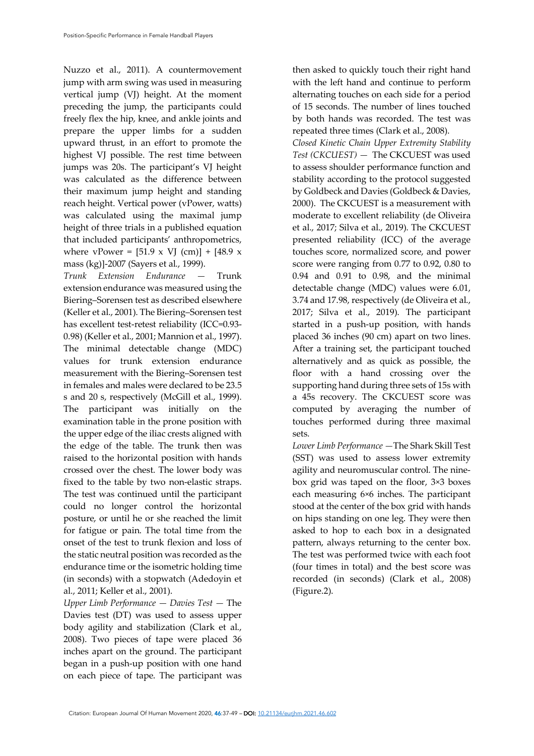Nuzzo et al., 2011). A countermovement jump with arm swing was used in measuring vertical jump (VJ) height. At the moment preceding the jump, the participants could freely flex the hip, knee, and ankle joints and prepare the upper limbs for a sudden upward thrust, in an effort to promote the highest VJ possible. The rest time between jumps was 20s. The participant's VJ height was calculated as the difference between their maximum jump height and standing reach height. Vertical power (vPower, watts) was calculated using the maximal jump height of three trials in a published equation that included participants' anthropometrics, where vPower = [51.9 x VJ (cm)] + [48.9 x mass (kg)]-2007 (Sayers et al., 1999).

*Trunk Extension Endurance* — Trunk extension endurance was measured using the Biering–Sorensen test as described elsewhere (Keller et al., 2001). The Biering–Sorensen test has excellent test-retest reliability (ICC=0.93-0.98) (Keller et al., 2001; Mannion et al., 1997). The minimal detectable change (MDC) values for trunk extension endurance measurement with the Biering–Sorensen test in females and males were declared to be 23.5 s and 20 s, respectively (McGill et al., 1999). The participant was initially on the examination table in the prone position with the upper edge of the iliac crests aligned with the edge of the table. The trunk then was raised to the horizontal position with hands crossed over the chest. The lower body was fixed to the table by two non-elastic straps. The test was continued until the participant could no longer control the horizontal posture, or until he or she reached the limit for fatigue or pain. The total time from the onset of the test to trunk flexion and loss of the static neutral position was recorded as the endurance time or the isometric holding time (in seconds) with a stopwatch (Adedoyin et al., 2011; Keller et al., 2001).

*Upper Limb Performance — Davies Test* — The Davies test (DT) was used to assess upper body agility and stabilization (Clark et al., 2008). Two pieces of tape were placed 36 inches apart on the ground. The participant began in a push-up position with one hand on each piece of tape. The participant was then asked to quickly touch their right hand with the left hand and continue to perform alternating touches on each side for a period of 15 seconds. The number of lines touched by both hands was recorded. The test was repeated three times (Clark et al., 2008).

*Closed Kinetic Chain Upper Extremity Stability Test (CKCUEST)* — The CKCUEST was used to assess shoulder performance function and stability according to the protocol suggested by Goldbeck and Davies (Goldbeck & Davies, 2000). The CKCUEST is a measurement with moderate to excellent reliability (de Oliveira et al., 2017; Silva et al., 2019). The CKCUEST presented reliability (ICC) of the average touches score, normalized score, and power score were ranging from 0.77 to 0.92, 0.80 to 0.94 and 0.91 to 0.98, and the minimal detectable change (MDC) values were 6.01, 3.74 and 17.98, respectively (de Oliveira et al., 2017; Silva et al., 2019). The participant started in a push-up position, with hands placed 36 inches (90 cm) apart on two lines. After a training set, the participant touched alternatively and as quick as possible, the floor with a hand crossing over the supporting hand during three sets of 15s with a 45s recovery. The CKCUEST score was computed by averaging the number of touches performed during three maximal sets.

*Lower Limb Performance* —The Shark Skill Test (SST) was used to assess lower extremity agility and neuromuscular control. The nine-box grid was taped on the floor, 3×3 boxes each measuring 6×6 inches. The participant stood at the center of the box grid with hands on hips standing on one leg. They were then asked to hop to each box in a designated pattern, always returning to the center box. The test was performed twice with each foot (four times in total) and the best score was recorded (in seconds) (Clark et al., 2008) (Figure.2).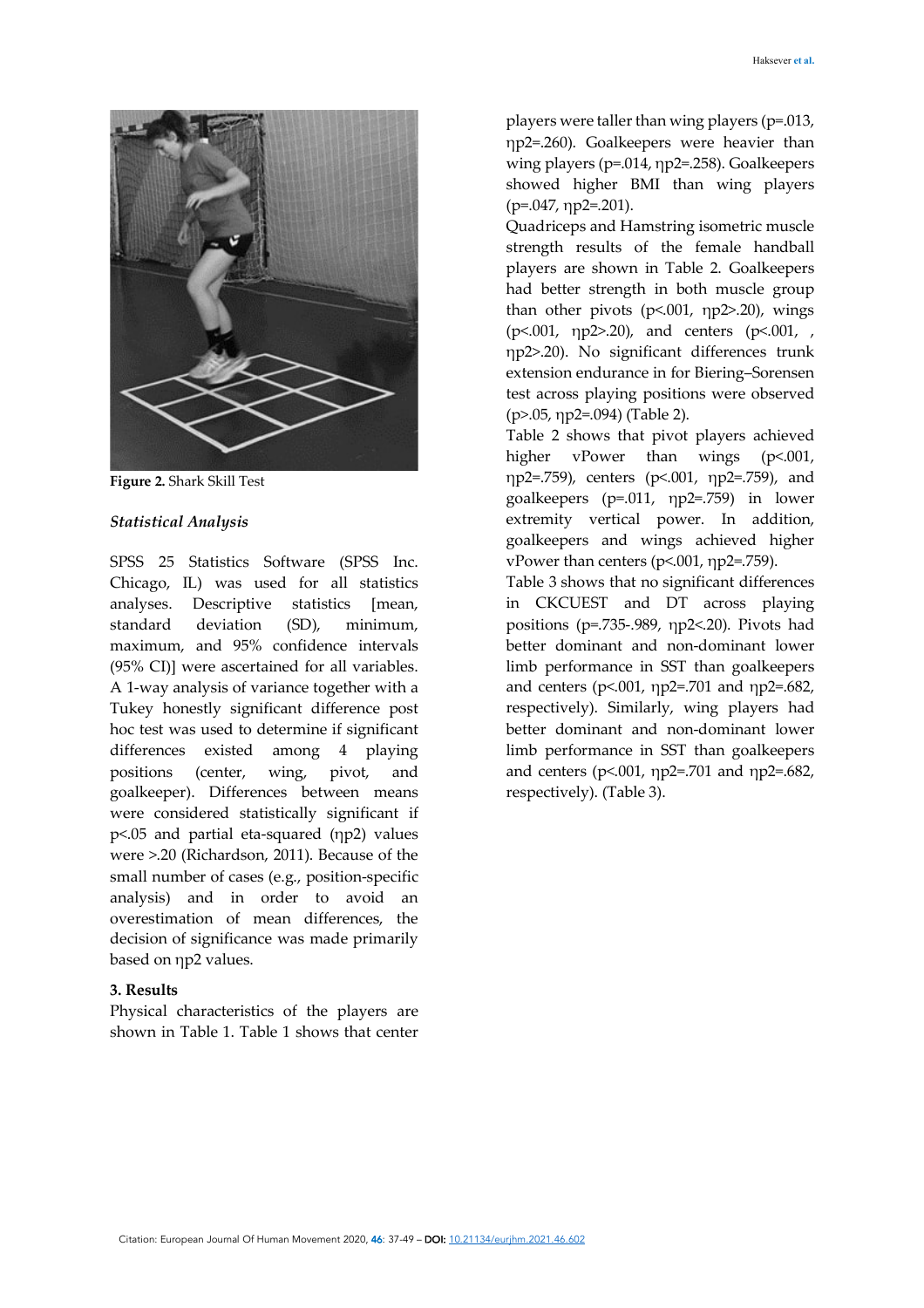**Figure 2.** Shark Skill Test

### *Statistical Analysis*

SPSS 25 Statistics Software (SPSS Inc. Chicago, IL) was used for all statistics analyses. Descriptive statistics [mean, standard deviation (SD), minimum, maximum, and 95% confidence intervals (95% CI)] were ascertained for all variables. A 1-way analysis of variance together with a Tukey honestly significant difference post hoc test was used to determine if significant differences existed among 4 playing positions (center, wing, pivot, and goalkeeper). Differences between means were considered statistically significant if $p<.05$ and partial eta-squared ($\eta p2$) values were >.20 (Richardson, 2011). Because of the small number of cases (e.g., position-specific analysis) and in order to avoid an overestimation of mean differences, the decision of significance was made primarily based on $\eta p2$ values.

## 3. Results

Physical characteristics of the players are shown in Table 1. Table 1 shows that center players were taller than wing players ($p=.013$, $\eta p2=.260$). Goalkeepers were heavier than wing players ($p=.014$, $\eta p2=.258$). Goalkeepers showed higher BMI than wing players ($p=.047$, $\eta p2=.201$).

Quadriceps and Hamstring isometric muscle strength results of the female handball players are shown in Table 2. Goalkeepers had better strength in both muscle group than other pivots ($p<.001$, $\eta p2>.20$), wings ($p<.001$, $\eta p2>.20$), and centers ($p<.001$, , $\eta p2>.20$). No significant differences trunk extension endurance in for Biering–Sorensen test across playing positions were observed ($p>.05$, $\eta p2=.094$) (Table 2).

Table 2 shows that pivot players achieved higher vPower than wings ($p<.001$, $\eta p2=.759$), centers ($p<.001$, $\eta p2=.759$), and goalkeepers ($p=.011$, $\eta p2=.759$) in lower extremity vertical power. In addition, goalkeepers and wings achieved higher vPower than centers ($p<.001$, $\eta p2=.759$).

Table 3 shows that no significant differences in CKCUEST and DT across playing positions ($p=.735$-$.989$, $\eta p2<.20$). Pivots had better dominant and non-dominant lower limb performance in SST than goalkeepers and centers ($p<.001$, $\eta p2=.701$ and $\eta p2=.682$, respectively). Similarly, wing players had better dominant and non-dominant lower limb performance in SST than goalkeepers and centers ($p<.001$, $\eta p2=.701$ and $\eta p2=.682$, respectively). (Table 3).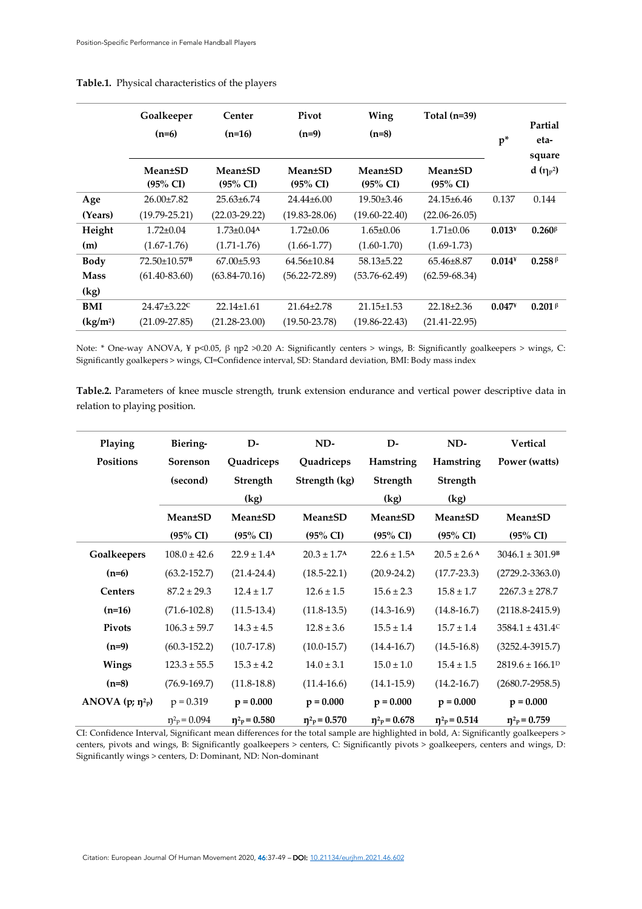**Table.1.** Physical characteristics of the players

| | Goalkeeper (n=6) | Center (n=16) | Pivot (n=9) | Wing (n=8) | Total (n=39) | p* | Partial eta-squared ($\eta_p^2$) |
|---|---|---|---|---|---|---|---|
| | Mean±SD (95% CI) | Mean±SD (95% CI) | Mean±SD (95% CI) | Mean±SD (95% CI) | Mean±SD (95% CI) | | |
| Age (Years) | 26.00±7.82 (19.79-25.21) | 25.63±6.74 (22.03-29.22) | 24.44±6.00 (19.83-28.06) | 19.50±3.46 (19.60-22.40) | 24.15±6.46 (22.06-26.05) | 0.137 | 0.144 |
| Height (m) | 1.72±0.04 (1.67-1.76) | 1.73±0.04[A] (1.71-1.76) | 1.72±0.06 (1.66-1.77) | 1.65±0.06 (1.60-1.70) | 1.71±0.06 (1.69-1.73) | **0.013**[¥] | **0.260**[β] |
| Body Mass (kg) | 72.50±10.57[B] (61.40-83.60) | 67.00±5.93 (63.84-70.16) | 64.56±10.84 (56.22-72.89) | 58.13±5.22 (53.76-62.49) | 65.46±8.87 (62.59-68.34) | **0.014**[¥] | **0.258**[β] |
| BMI (kg/m²) | 24.47±3.22[C] (21.09-27.85) | 22.14±1.61 (21.28-23.00) | 21.64±2.78 (19.50-23.78) | 21.15±1.53 (19.86-22.43) | 22.18±2.36 (21.41-22.95) | **0.047**[¥] | **0.201**[β] |

Note: * One-way ANOVA, ¥ p<0.05, β ηp2 >0.20 A: Significantly centers > wings, B: Significantly goalkeepers > wings, C: Significantly goalkeepers > wings, CI=Confidence interval, SD: Standard deviation, BMI: Body mass index

**Table.2.** Parameters of knee muscle strength, trunk extension endurance and vertical power descriptive data in relation to playing position.

| Playing Positions | Biering-Sorenson (second) | D-Quadriceps Strength (kg) | ND-Quadriceps Strength (kg) | D-Hamstring Strength (kg) | ND-Hamstring Strength (kg) | Vertical Power (watts) |
|---|---|---|---|---|---|---|
| | Mean±SD (95% CI) | Mean±SD (95% CI) | Mean±SD (95% CI) | Mean±SD (95% CI) | Mean±SD (95% CI) | Mean±SD (95% CI) |
| **Goalkeepers (n=6)** | 108.0 ± 42.6 (63.2-152.7) | 22.9 ± 1.4[A] (21.4-24.4) | 20.3 ± 1.7[A] (18.5-22.1) | 22.6 ± 1.5[A] (20.9-24.2) | 20.5 ± 2.6[A] (17.7-23.3) | 3046.1 ± 301.9[B] (2729.2-3363.0) |
| **Centers (n=16)** | 87.2 ± 29.3 (71.6-102.8) | 12.4 ± 1.7 (11.5-13.4) | 12.6 ± 1.5 (11.8-13.5) | 15.6 ± 2.3 (14.3-16.9) | 15.8 ± 1.7 (14.8-16.7) | 2267.3 ± 278.7 (2118.8-2415.9) |
| **Pivots (n=9)** | 106.3 ± 59.7 (60.3-152.2) | 14.3 ± 4.5 (10.7-17.8) | 12.8 ± 3.6 (10.0-15.7) | 15.5 ± 1.4 (14.4-16.7) | 15.7 ± 1.4 (14.5-16.8) | 3584.1 ± 431.4[C] (3252.4-3915.7) |
| **Wings (n=8)** | 123.3 ± 55.5 (76.9-169.7) | 15.3 ± 4.2 (11.8-18.8) | 14.0 ± 3.1 (11.4-16.6) | 15.0 ± 1.0 (14.1-15.9) | 15.4 ± 1.5 (14.2-16.7) | 2819.6 ± 166.1[D] (2680.7-2958.5) |
| **ANOVA (p; $\eta^2_p$)** | p = 0.319; $\eta^2_p$ = 0.094 | **p = 0.000; $\eta^2_p$ = 0.580** | **p = 0.000; $\eta^2_p$ = 0.570** | **p = 0.000; $\eta^2_p$ = 0.678** | **p = 0.000; $\eta^2_p$ = 0.514** | **p = 0.000; $\eta^2_p$ = 0.759** |

CI: Confidence Interval, Significant mean differences for the total sample are highlighted in bold, A: Significantly goalkeepers > centers, pivots and wings, B: Significantly goalkeepers > centers, C: Significantly pivots > goalkeepers, centers and wings, D: Significantly wings > centers, D: Dominant, ND: Non-dominant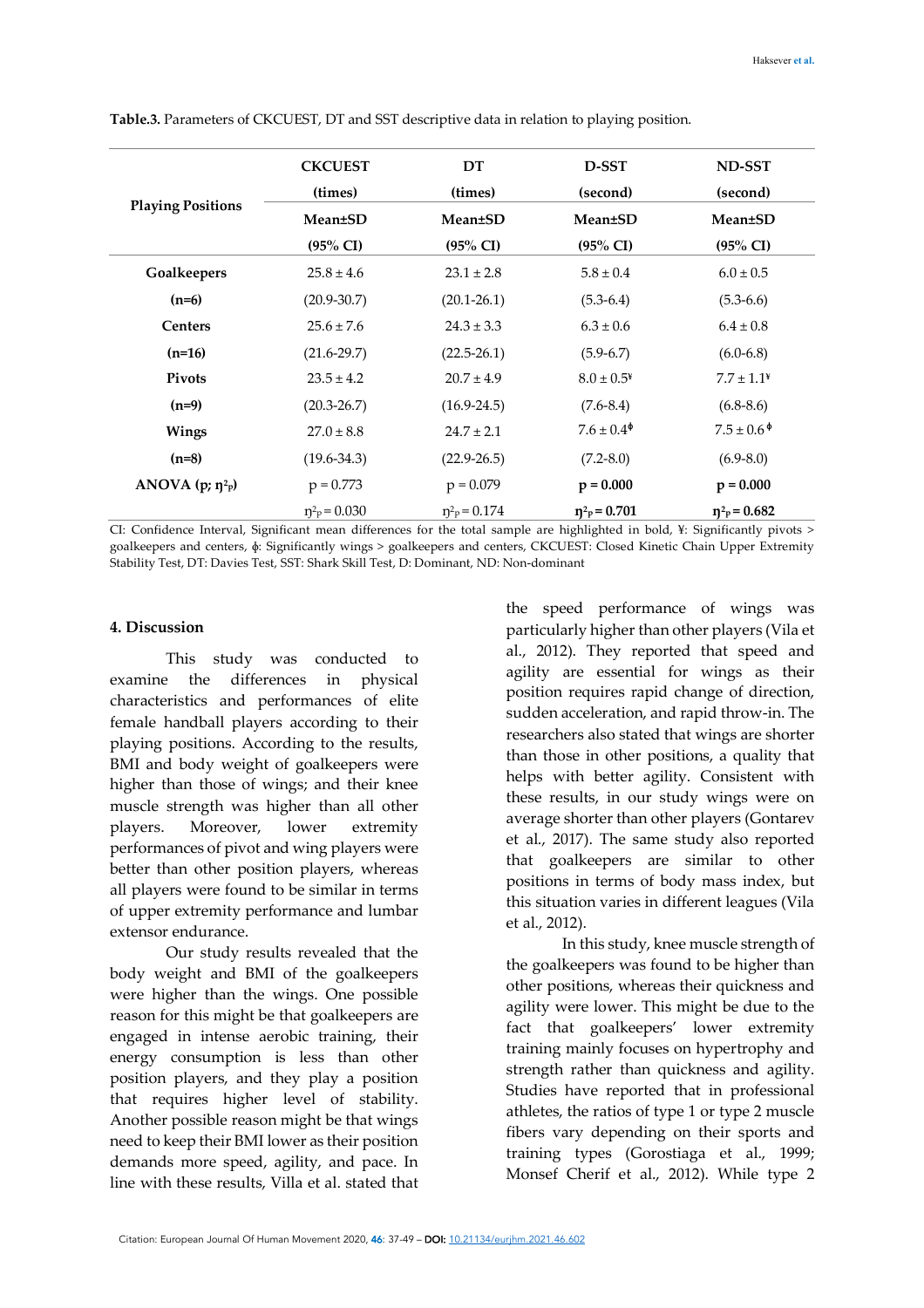**Table.3.** Parameters of CKCUEST, DT and SST descriptive data in relation to playing position.

| Playing Positions | CKCUEST (times) Mean±SD (95% CI) | DT (times) Mean±SD (95% CI) | D-SST (second) Mean±SD (95% CI) | ND-SST (second) Mean±SD (95% CI) |
|---|---|---|---|---|
| **Goalkeepers** | 25.8 ± 4.6 | 23.1 ± 2.8 | 5.8 ± 0.4 | 6.0 ± 0.5 |
| **(n=6)** | (20.9-30.7) | (20.1-26.1) | (5.3-6.4) | (5.3-6.6) |
| **Centers** | 25.6 ± 7.6 | 24.3 ± 3.3 | 6.3 ± 0.6 | 6.4 ± 0.8 |
| **(n=16)** | (21.6-29.7) | (22.5-26.1) | (5.9-6.7) | (6.0-6.8) |
| **Pivots** | 23.5 ± 4.2 | 20.7 ± 4.9 | 8.0 ± 0.5¥ | 7.7 ± 1.1¥ |
| **(n=9)** | (20.3-26.7) | (16.9-24.5) | (7.6-8.4) | (6.8-8.6) |
| **Wings** | 27.0 ± 8.8 | 24.7 ± 2.1 | 7.6 ± 0.4ɸ | 7.5 ± 0.6ɸ |
| **(n=8)** | (19.6-34.3) | (22.9-26.5) | (7.2-8.0) | (6.9-8.0) |
| **ANOVA (p; $\eta^2_p$)** | p = 0.773 | p = 0.079 | **p = 0.000** | **p = 0.000** |
| | $\eta^2_p$ = 0.030 | $\eta^2_p$ = 0.174 | **$\eta^2_p$ = 0.701** | **$\eta^2_p$ = 0.682** |

CI: Confidence Interval, Significant mean differences for the total sample are highlighted in bold, ¥: Significantly pivots > goalkeepers and centers, ɸ: Significantly wings > goalkeepers and centers, CKCUEST: Closed Kinetic Chain Upper Extremity Stability Test, DT: Davies Test, SST: Shark Skill Test, D: Dominant, ND: Non-dominant

## 4. Discussion

This study was conducted to examine the differences in physical characteristics and performances of elite female handball players according to their playing positions. According to the results, BMI and body weight of goalkeepers were higher than those of wings; and their knee muscle strength was higher than all other players. Moreover, lower extremity performances of pivot and wing players were better than other position players, whereas all players were found to be similar in terms of upper extremity performance and lumbar extensor endurance.

Our study results revealed that the body weight and BMI of the goalkeepers were higher than the wings. One possible reason for this might be that goalkeepers are engaged in intense aerobic training, their energy consumption is less than other position players, and they play a position that requires higher level of stability. Another possible reason might be that wings need to keep their BMI lower as their position demands more speed, agility, and pace. In line with these results, Villa et al. stated that the speed performance of wings was particularly higher than other players (Vila et al., 2012). They reported that speed and agility are essential for wings as their position requires rapid change of direction, sudden acceleration, and rapid throw-in. The researchers also stated that wings are shorter than those in other positions, a quality that helps with better agility. Consistent with these results, in our study wings were on average shorter than other players (Gontarev et al., 2017). The same study also reported that goalkeepers are similar to other positions in terms of body mass index, but this situation varies in different leagues (Vila et al., 2012).

In this study, knee muscle strength of the goalkeepers was found to be higher than other positions, whereas their quickness and agility were lower. This might be due to the fact that goalkeepers' lower extremity training mainly focuses on hypertrophy and strength rather than quickness and agility. Studies have reported that in professional athletes, the ratios of type 1 or type 2 muscle fibers vary depending on their sports and training types (Gorostiaga et al., 1999; Monsef Cherif et al., 2012). While type 2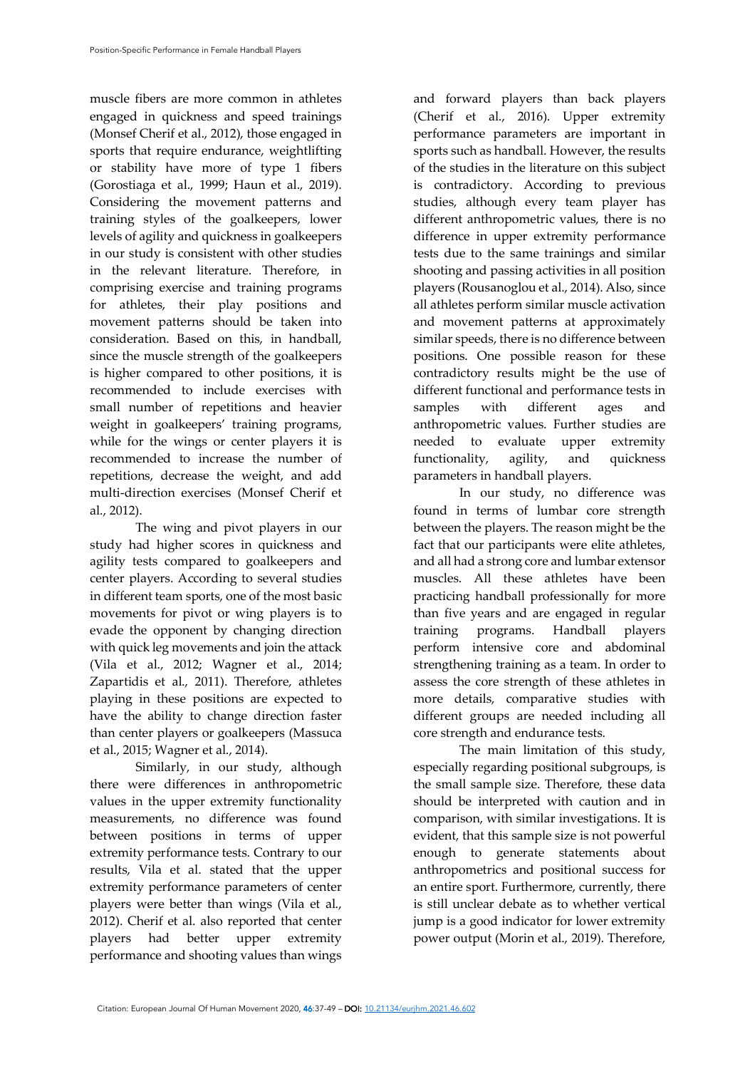muscle fibers are more common in athletes engaged in quickness and speed trainings (Monsef Cherif et al., 2012), those engaged in sports that require endurance, weightlifting or stability have more of type 1 fibers (Gorostiaga et al., 1999; Haun et al., 2019). Considering the movement patterns and training styles of the goalkeepers, lower levels of agility and quickness in goalkeepers in our study is consistent with other studies in the relevant literature. Therefore, in comprising exercise and training programs for athletes, their play positions and movement patterns should be taken into consideration. Based on this, in handball, since the muscle strength of the goalkeepers is higher compared to other positions, it is recommended to include exercises with small number of repetitions and heavier weight in goalkeepers' training programs, while for the wings or center players it is recommended to increase the number of repetitions, decrease the weight, and add multi-direction exercises (Monsef Cherif et al., 2012).

The wing and pivot players in our study had higher scores in quickness and agility tests compared to goalkeepers and center players. According to several studies in different team sports, one of the most basic movements for pivot or wing players is to evade the opponent by changing direction with quick leg movements and join the attack (Vila et al., 2012; Wagner et al., 2014; Zapartidis et al., 2011). Therefore, athletes playing in these positions are expected to have the ability to change direction faster than center players or goalkeepers (Massuca et al., 2015; Wagner et al., 2014).

Similarly, in our study, although there were differences in anthropometric values in the upper extremity functionality measurements, no difference was found between positions in terms of upper extremity performance tests. Contrary to our results, Vila et al. stated that the upper extremity performance parameters of center players were better than wings (Vila et al., 2012). Cherif et al. also reported that center players had better upper extremity performance and shooting values than wings and forward players than back players (Cherif et al., 2016). Upper extremity performance parameters are important in sports such as handball. However, the results of the studies in the literature on this subject is contradictory. According to previous studies, although every team player has different anthropometric values, there is no difference in upper extremity performance tests due to the same trainings and similar shooting and passing activities in all position players (Rousanoglou et al., 2014). Also, since all athletes perform similar muscle activation and movement patterns at approximately similar speeds, there is no difference between positions. One possible reason for these contradictory results might be the use of different functional and performance tests in samples with different ages and anthropometric values. Further studies are needed to evaluate upper extremity functionality, agility, and quickness parameters in handball players.

In our study, no difference was found in terms of lumbar core strength between the players. The reason might be the fact that our participants were elite athletes, and all had a strong core and lumbar extensor muscles. All these athletes have been practicing handball professionally for more than five years and are engaged in regular training programs. Handball players perform intensive core and abdominal strengthening training as a team. In order to assess the core strength of these athletes in more details, comparative studies with different groups are needed including all core strength and endurance tests.

The main limitation of this study, especially regarding positional subgroups, is the small sample size. Therefore, these data should be interpreted with caution and in comparison, with similar investigations. It is evident, that this sample size is not powerful enough to generate statements about anthropometrics and positional success for an entire sport. Furthermore, currently, there is still unclear debate as to whether vertical jump is a good indicator for lower extremity power output (Morin et al., 2019). Therefore,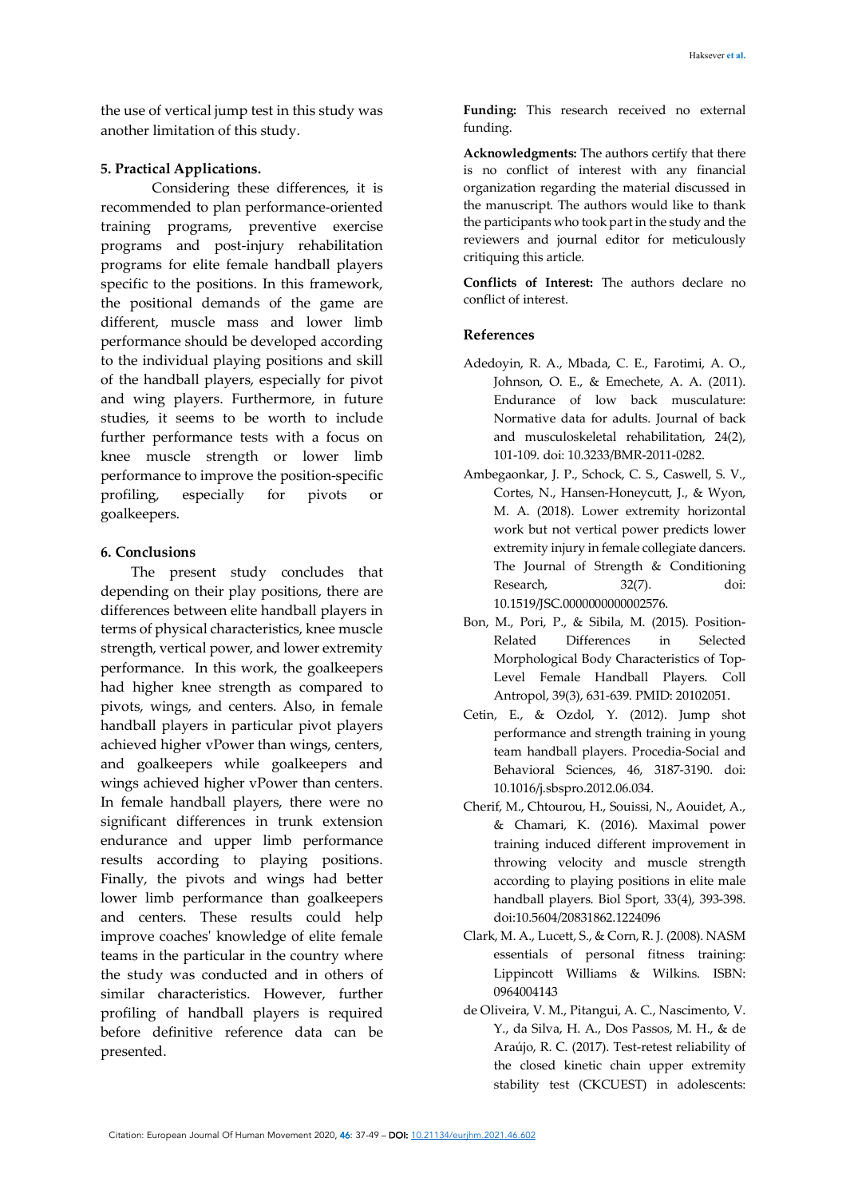the use of vertical jump test in this study was another limitation of this study.

### 5. Practical Applications.

Considering these differences, it is recommended to plan performance-oriented training programs, preventive exercise programs and post-injury rehabilitation programs for elite female handball players specific to the positions. In this framework, the positional demands of the game are different, muscle mass and lower limb performance should be developed according to the individual playing positions and skill of the handball players, especially for pivot and wing players. Furthermore, in future studies, it seems to be worth to include further performance tests with a focus on knee muscle strength or lower limb performance to improve the position-specific profiling, especially for pivots or goalkeepers.

### 6. Conclusions

The present study concludes that depending on their play positions, there are differences between elite handball players in terms of physical characteristics, knee muscle strength, vertical power, and lower extremity performance. In this work, the goalkeepers had higher knee strength as compared to pivots, wings, and centers. Also, in female handball players in particular pivot players achieved higher vPower than wings, centers, and goalkeepers while goalkeepers and wings achieved higher vPower than centers. In female handball players, there were no significant differences in trunk extension endurance and upper limb performance results according to playing positions. Finally, the pivots and wings had better lower limb performance than goalkeepers and centers. These results could help improve coaches' knowledge of elite female teams in the particular in the country where the study was conducted and in others of similar characteristics. However, further profiling of handball players is required before definitive reference data can be presented.

**Funding:** This research received no external funding.

**Acknowledgments:** The authors certify that there is no conflict of interest with any financial organization regarding the material discussed in the manuscript. The authors would like to thank the participants who took part in the study and the reviewers and journal editor for meticulously critiquing this article.

**Conflicts of Interest:** The authors declare no conflict of interest.

### References

Adedoyin, R. A., Mbada, C. E., Farotimi, A. O., Johnson, O. E., & Emechete, A. A. (2011). Endurance of low back musculature: Normative data for adults. Journal of back and musculoskeletal rehabilitation, 24(2), 101-109. doi: 10.3233/BMR-2011-0282.

Ambegaonkar, J. P., Schock, C. S., Caswell, S. V., Cortes, N., Hansen-Honeycutt, J., & Wyon, M. A. (2018). Lower extremity horizontal work but not vertical power predicts lower extremity injury in female collegiate dancers. The Journal of Strength & Conditioning Research, 32(7). doi: 10.1519/JSC.0000000000002576.

Bon, M., Pori, P., & Sibila, M. (2015). Position-Related Differences in Selected Morphological Body Characteristics of Top-Level Female Handball Players. Coll Antropol, 39(3), 631-639. PMID: 20102051.

Cetin, E., & Ozdol, Y. (2012). Jump shot performance and strength training in young team handball players. Procedia-Social and Behavioral Sciences, 46, 3187-3190. doi: 10.1016/j.sbspro.2012.06.034.

Cherif, M., Chtourou, H., Souissi, N., Aouidet, A., & Chamari, K. (2016). Maximal power training induced different improvement in throwing velocity and muscle strength according to playing positions in elite male handball players. Biol Sport, 33(4), 393-398. doi:10.5604/20831862.1224096

Clark, M. A., Lucett, S., & Corn, R. J. (2008). NASM essentials of personal fitness training: Lippincott Williams & Wilkins. ISBN: 0964004143

de Oliveira, V. M., Pitangui, A. C., Nascimento, V. Y., da Silva, H. A., Dos Passos, M. H., & de Araújo, R. C. (2017). Test-retest reliability of the closed kinetic chain upper extremity stability test (CKCUEST) in adolescents: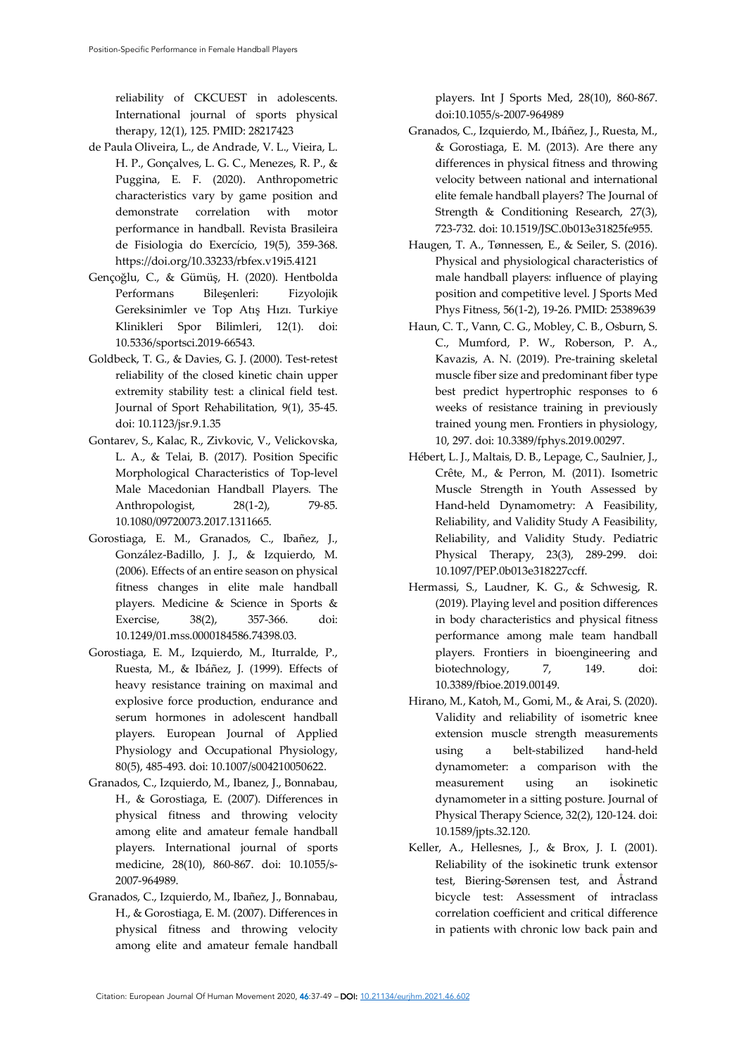reliability of CKCUEST in adolescents. International journal of sports physical therapy, 12(1), 125. PMID: 28217423

de Paula Oliveira, L., de Andrade, V. L., Vieira, L. H. P., Gonçalves, L. G. C., Menezes, R. P., & Puggina, E. F. (2020). Anthropometric characteristics vary by game position and demonstrate correlation with motor performance in handball. Revista Brasileira de Fisiologia do Exercício, 19(5), 359-368. https://doi.org/10.33233/rbfex.v19i5.4121

Gençoğlu, C., & Gümüş, H. (2020). Hentbolda Performans Bileşenleri: Fizyolojik Gereksinimler ve Top Atış Hızı. Turkiye Klinikleri Spor Bilimleri, 12(1). doi: 10.5336/sportsci.2019-66543.

Goldbeck, T. G., & Davies, G. J. (2000). Test-retest reliability of the closed kinetic chain upper extremity stability test: a clinical field test. Journal of Sport Rehabilitation, 9(1), 35-45. doi: 10.1123/jsr.9.1.35

Gontarev, S., Kalac, R., Zivkovic, V., Velickovska, L. A., & Telai, B. (2017). Position Specific Morphological Characteristics of Top-level Male Macedonian Handball Players. The Anthropologist, 28(1-2), 79-85. 10.1080/09720073.2017.1311665.

Gorostiaga, E. M., Granados, C., Ibañez, J., González-Badillo, J. J., & Izquierdo, M. (2006). Effects of an entire season on physical fitness changes in elite male handball players. Medicine & Science in Sports & Exercise, 38(2), 357-366. doi: 10.1249/01.mss.0000184586.74398.03.

Gorostiaga, E. M., Izquierdo, M., Iturralde, P., Ruesta, M., & Ibáñez, J. (1999). Effects of heavy resistance training on maximal and explosive force production, endurance and serum hormones in adolescent handball players. European Journal of Applied Physiology and Occupational Physiology, 80(5), 485-493. doi: 10.1007/s004210050622.

Granados, C., Izquierdo, M., Ibanez, J., Bonnabau, H., & Gorostiaga, E. (2007). Differences in physical fitness and throwing velocity among elite and amateur female handball players. International journal of sports medicine, 28(10), 860-867. doi: 10.1055/s-2007-964989.

Granados, C., Izquierdo, M., Ibañez, J., Bonnabau, H., & Gorostiaga, E. M. (2007). Differences in physical fitness and throwing velocity among elite and amateur female handball players. Int J Sports Med, 28(10), 860-867. doi:10.1055/s-2007-964989

Granados, C., Izquierdo, M., Ibáñez, J., Ruesta, M., & Gorostiaga, E. M. (2013). Are there any differences in physical fitness and throwing velocity between national and international elite female handball players? The Journal of Strength & Conditioning Research, 27(3), 723-732. doi: 10.1519/JSC.0b013e31825fe955.

Haugen, T. A., Tønnessen, E., & Seiler, S. (2016). Physical and physiological characteristics of male handball players: influence of playing position and competitive level. J Sports Med Phys Fitness, 56(1-2), 19-26. PMID: 25389639

Haun, C. T., Vann, C. G., Mobley, C. B., Osburn, S. C., Mumford, P. W., Roberson, P. A., Kavazis, A. N. (2019). Pre-training skeletal muscle fiber size and predominant fiber type best predict hypertrophic responses to 6 weeks of resistance training in previously trained young men. Frontiers in physiology, 10, 297. doi: 10.3389/fphys.2019.00297.

Hébert, L. J., Maltais, D. B., Lepage, C., Saulnier, J., Crête, M., & Perron, M. (2011). Isometric Muscle Strength in Youth Assessed by Hand-held Dynamometry: A Feasibility, Reliability, and Validity Study A Feasibility, Reliability, and Validity Study. Pediatric Physical Therapy, 23(3), 289-299. doi: 10.1097/PEP.0b013e318227ccff.

Hermassi, S., Laudner, K. G., & Schwesig, R. (2019). Playing level and position differences in body characteristics and physical fitness performance among male team handball players. Frontiers in bioengineering and biotechnology, 7, 149. doi: 10.3389/fbioe.2019.00149.

Hirano, M., Katoh, M., Gomi, M., & Arai, S. (2020). Validity and reliability of isometric knee extension muscle strength measurements using a belt-stabilized hand-held dynamometer: a comparison with the measurement using an isokinetic dynamometer in a sitting posture. Journal of Physical Therapy Science, 32(2), 120-124. doi: 10.1589/jpts.32.120.

Keller, A., Hellesnes, J., & Brox, J. I. (2001). Reliability of the isokinetic trunk extensor test, Biering-Sørensen test, and Åstrand bicycle test: Assessment of intraclass correlation coefficient and critical difference in patients with chronic low back pain and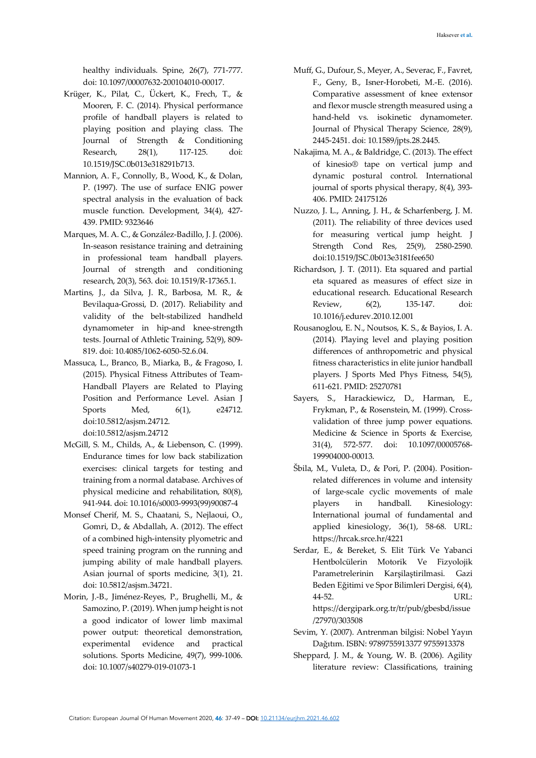healthy individuals. Spine, 26(7), 771-777. doi: 10.1097/00007632-200104010-00017.

Krüger, K., Pilat, C., Ückert, K., Frech, T., & Mooren, F. C. (2014). Physical performance profile of handball players is related to playing position and playing class. The Journal of Strength & Conditioning Research, 28(1), 117-125. doi: 10.1519/JSC.0b013e318291b713.

Mannion, A. F., Connolly, B., Wood, K., & Dolan, P. (1997). The use of surface ENIG power spectral analysis in the evaluation of back muscle function. Development, 34(4), 427-439. PMID: 9323646

Marques, M. A. C., & González-Badillo, J. J. (2006). In-season resistance training and detraining in professional team handball players. Journal of strength and conditioning research, 20(3), 563. doi: 10.1519/R-17365.1.

Martins, J., da Silva, J. R., Barbosa, M. R., & Bevilaqua-Grossi, D. (2017). Reliability and validity of the belt-stabilized handheld dynamometer in hip-and knee-strength tests. Journal of Athletic Training, 52(9), 809-819. doi: 10.4085/1062-6050-52.6.04.

Massuca, L., Branco, B., Miarka, B., & Fragoso, I. (2015). Physical Fitness Attributes of Team-Handball Players are Related to Playing Position and Performance Level. Asian J Sports Med, 6(1), e24712. doi:10.5812/asjsm.24712. doi:10.5812/asjsm.24712

McGill, S. M., Childs, A., & Liebenson, C. (1999). Endurance times for low back stabilization exercises: clinical targets for testing and training from a normal database. Archives of physical medicine and rehabilitation, 80(8), 941-944. doi: 10.1016/s0003-9993(99)90087-4

Monsef Cherif, M. S., Chaatani, S., Nejlaoui, O., Gomri, D., & Abdallah, A. (2012). The effect of a combined high-intensity plyometric and speed training program on the running and jumping ability of male handball players. Asian journal of sports medicine, 3(1), 21. doi: 10.5812/asjsm.34721.

Morin, J.-B., Jiménez-Reyes, P., Brughelli, M., & Samozino, P. (2019). When jump height is not a good indicator of lower limb maximal power output: theoretical demonstration, experimental evidence and practical solutions. Sports Medicine, 49(7), 999-1006. doi: 10.1007/s40279-019-01073-1

Muff, G., Dufour, S., Meyer, A., Severac, F., Favret, F., Geny, B., Isner-Horobeti, M.-E. (2016). Comparative assessment of knee extensor and flexor muscle strength measured using a hand-held vs. isokinetic dynamometer. Journal of Physical Therapy Science, 28(9), 2445-2451. doi: 10.1589/jpts.28.2445.

Nakajima, M. A., & Baldridge, C. (2013). The effect of kinesio® tape on vertical jump and dynamic postural control. International journal of sports physical therapy, 8(4), 393-406. PMID: 24175126

Nuzzo, J. L., Anning, J. H., & Scharfenberg, J. M. (2011). The reliability of three devices used for measuring vertical jump height. J Strength Cond Res, 25(9), 2580-2590. doi:10.1519/JSC.0b013e3181fee650

Richardson, J. T. (2011). Eta squared and partial eta squared as measures of effect size in educational research. Educational Research Review, 6(2), 135-147. doi: 10.1016/j.edurev.2010.12.001

Rousanoglou, E. N., Noutsos, K. S., & Bayios, I. A. (2014). Playing level and playing position differences of anthropometric and physical fitness characteristics in elite junior handball players. J Sports Med Phys Fitness, 54(5), 611-621. PMID: 25270781

Sayers, S., Harackiewicz, D., Harman, E., Frykman, P., & Rosenstein, M. (1999). Cross-validation of three jump power equations. Medicine & Science in Sports & Exercise, 31(4), 572-577. doi: 10.1097/00005768-199904000-00013.

Šbila, M., Vuleta, D., & Pori, P. (2004). Position-related differences in volume and intensity of large-scale cyclic movements of male players in handball. Kinesiology: International journal of fundamental and applied kinesiology, 36(1), 58-68. URL: https://hrcak.srce.hr/4221

Serdar, E., & Bereket, S. Elit Türk Ve Yabanci Hentbolcülerin Motorik Ve Fizyolojik Parametrelerinin Karşilaştirilmasi. Gazi Beden Eğitimi ve Spor Bilimleri Dergisi, 6(4), 44-52. URL: https://dergipark.org.tr/tr/pub/gbesbd/issue/27970/303508

Sevim, Y. (2007). Antrenman bilgisi: Nobel Yayın Dağıtım. ISBN: 9789755913377 9755913378

Sheppard, J. M., & Young, W. B. (2006). Agility literature review: Classifications, training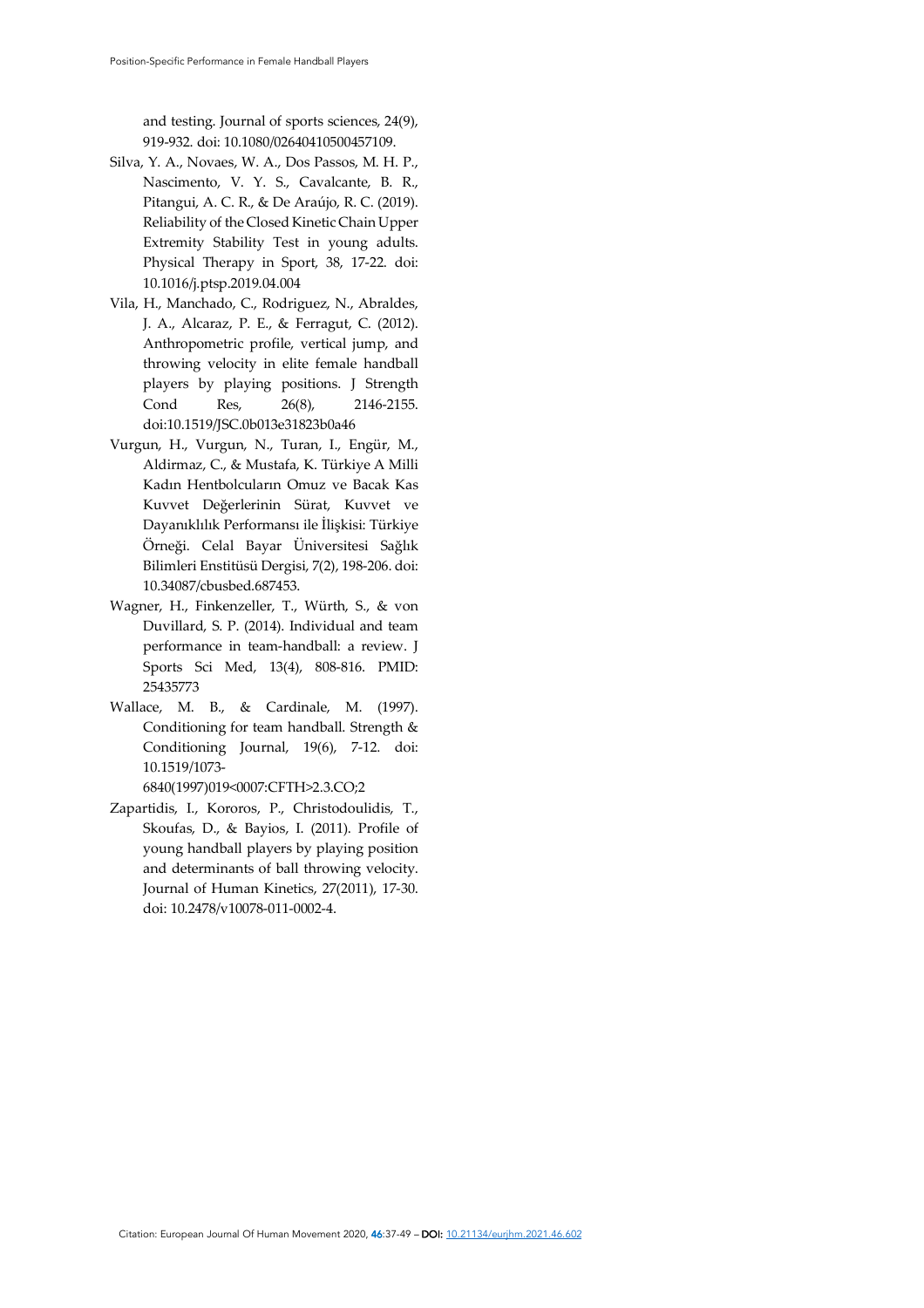and testing. Journal of sports sciences, 24(9), 919-932. doi: 10.1080/02640410500457109.

Silva, Y. A., Novaes, W. A., Dos Passos, M. H. P., Nascimento, V. Y. S., Cavalcante, B. R., Pitangui, A. C. R., & De Araújo, R. C. (2019). Reliability of the Closed Kinetic Chain Upper Extremity Stability Test in young adults. Physical Therapy in Sport, 38, 17-22. doi: 10.1016/j.ptsp.2019.04.004

Vila, H., Manchado, C., Rodriguez, N., Abraldes, J. A., Alcaraz, P. E., & Ferragut, C. (2012). Anthropometric profile, vertical jump, and throwing velocity in elite female handball players by playing positions. J Strength Cond Res, 26(8), 2146-2155. doi:10.1519/JSC.0b013e31823b0a46

Vurgun, H., Vurgun, N., Turan, I., Engür, M., Aldirmaz, C., & Mustafa, K. Türkiye A Milli Kadın Hentbolcuların Omuz ve Bacak Kas Kuvvet Değerlerinin Sürat, Kuvvet ve Dayanıklılık Performansı ile İlişkisi: Türkiye Örneği. Celal Bayar Üniversitesi Sağlık Bilimleri Enstitüsü Dergisi, 7(2), 198-206. doi: 10.34087/cbusbed.687453.

Wagner, H., Finkenzeller, T., Würth, S., & von Duvillard, S. P. (2014). Individual and team performance in team-handball: a review. J Sports Sci Med, 13(4), 808-816. PMID: 25435773

Wallace, M. B., & Cardinale, M. (1997). Conditioning for team handball. Strength & Conditioning Journal, 19(6), 7-12. doi: 10.1519/1073-6840(1997)019<0007:CFTH>2.3.CO;2

Zapartidis, I., Kororos, P., Christodoulidis, T., Skoufas, D., & Bayios, I. (2011). Profile of young handball players by playing position and determinants of ball throwing velocity. Journal of Human Kinetics, 27(2011), 17-30. doi: 10.2478/v10078-011-0002-4.